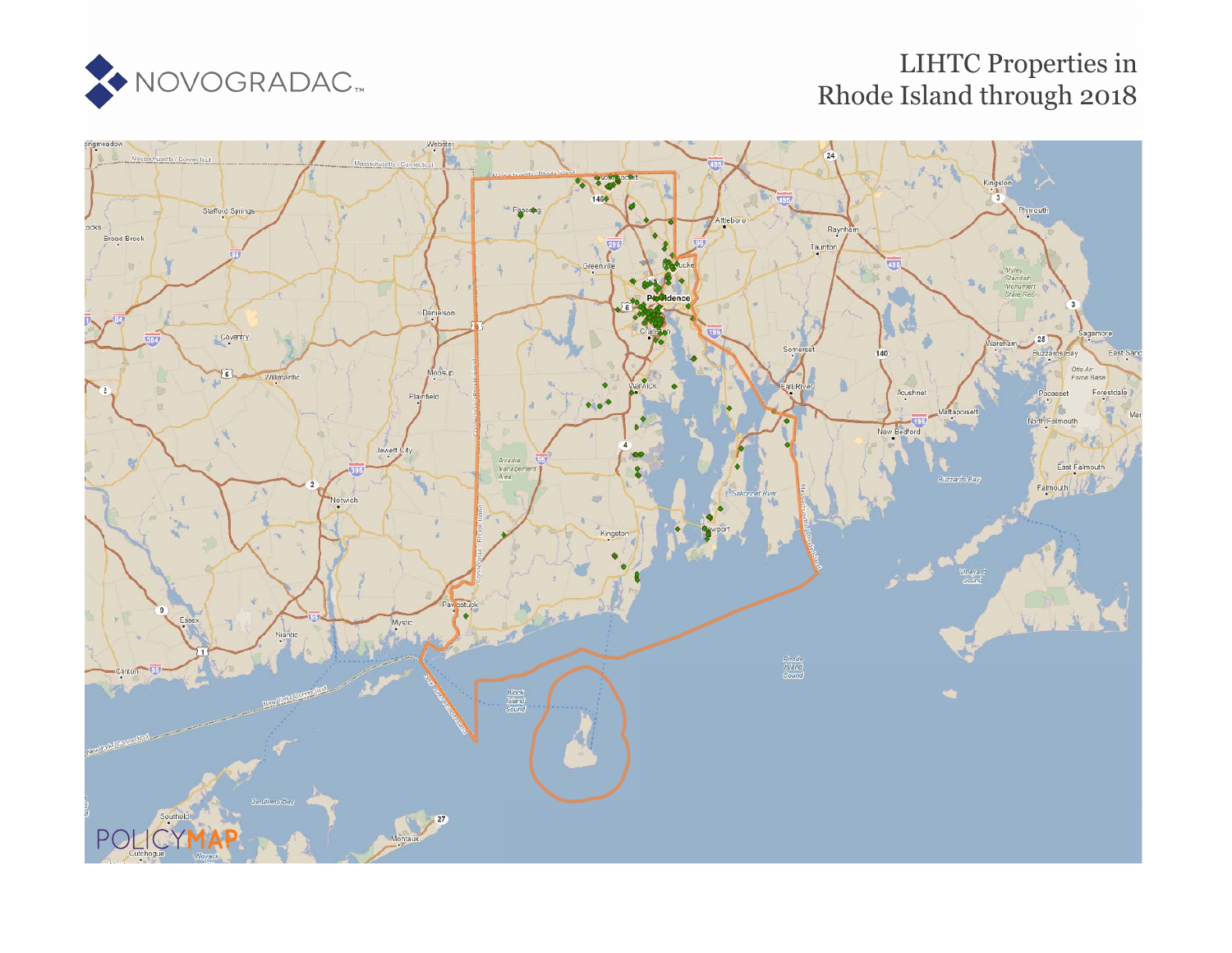NOVOGRADAC

# LIHTC Properties in Rhode Island through 2018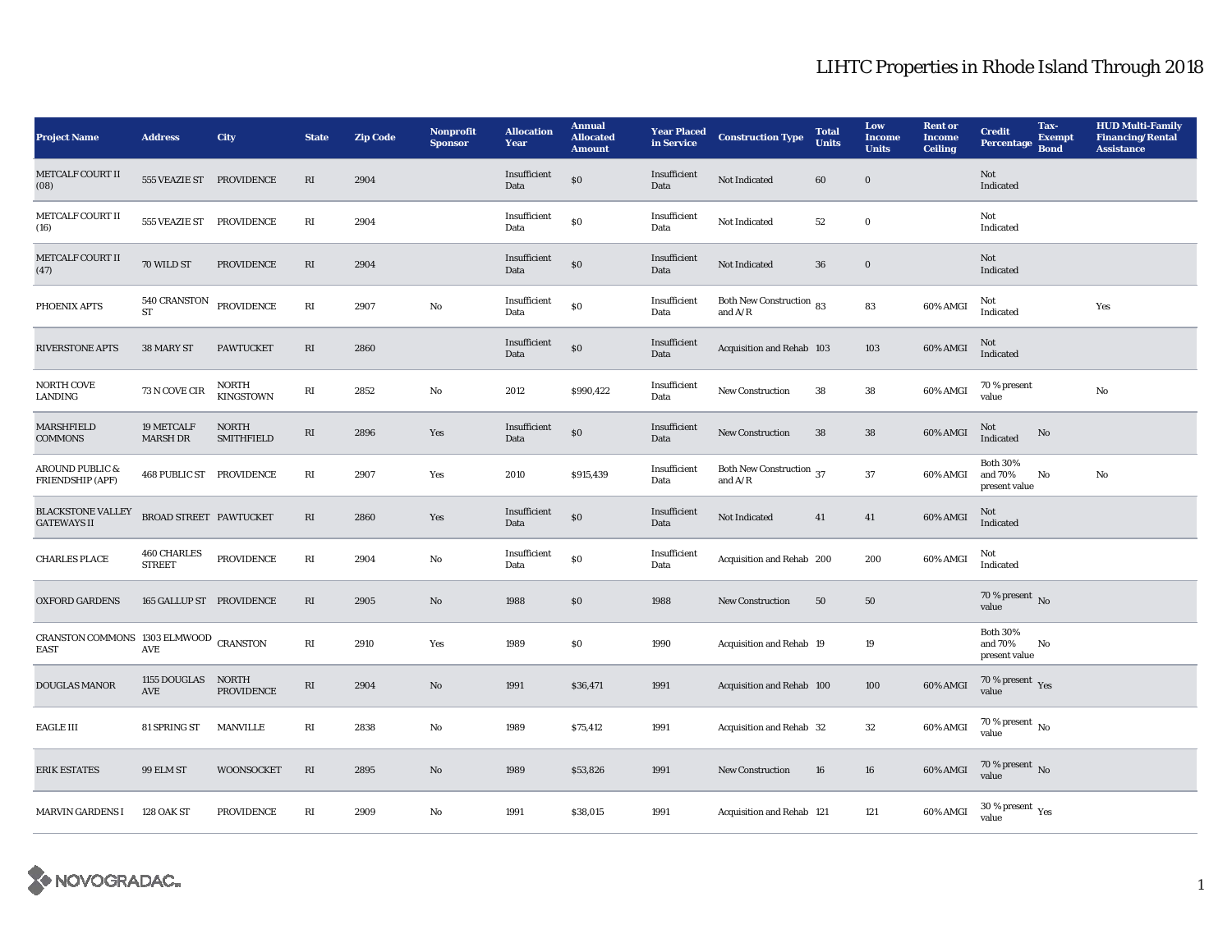# LIHTC Properties in Rhode Island Through 2018

| Project Name | Address | City | State | Zip Code | Nonprofit Sponsor | Allocation Year | Annual Allocated Amount | Year Placed in Service | Construction Type | Total Units | Low Income Units | Rent or Income Ceiling | Credit Percentage | Tax-Exempt Bond | HUD Multi-Family Financing/Rental Assistance |
|---|---|---|---|---|---|---|---|---|---|---|---|---|---|---|---|
| METCALF COURT II (08) | 555 VEAZIE ST | PROVIDENCE | RI | 2904 | | Insufficient Data | $0 | Insufficient Data | Not Indicated | 60 | 0 | | Not Indicated | | |
| METCALF COURT II (16) | 555 VEAZIE ST | PROVIDENCE | RI | 2904 | | Insufficient Data | $0 | Insufficient Data | Not Indicated | 52 | 0 | | Not Indicated | | |
| METCALF COURT II (47) | 70 WILD ST | PROVIDENCE | RI | 2904 | | Insufficient Data | $0 | Insufficient Data | Not Indicated | 36 | 0 | | Not Indicated | | |
| PHOENIX APTS | 540 CRANSTON ST | PROVIDENCE | RI | 2907 | No | Insufficient Data | $0 | Insufficient Data | Both New Construction and A/R | 83 | 83 | 60% AMGI | Not Indicated | | Yes |
| RIVERSTONE APTS | 38 MARY ST | PAWTUCKET | RI | 2860 | | Insufficient Data | $0 | Insufficient Data | Acquisition and Rehab | 103 | 103 | 60% AMGI | Not Indicated | | |
| NORTH COVE LANDING | 73 N COVE CIR | NORTH KINGSTOWN | RI | 2852 | No | 2012 | $990,422 | Insufficient Data | New Construction | 38 | 38 | 60% AMGI | 70 % present value | | No |
| MARSHFIELD COMMONS | 19 METCALF MARSH DR | NORTH SMITHFIELD | RI | 2896 | Yes | Insufficient Data | $0 | Insufficient Data | New Construction | 38 | 38 | 60% AMGI | Not Indicated | No | |
| AROUND PUBLIC & FRIENDSHIP (APF) | 468 PUBLIC ST | PROVIDENCE | RI | 2907 | Yes | 2010 | $915,439 | Insufficient Data | Both New Construction and A/R | 37 | 37 | 60% AMGI | Both 30% and 70% present value | No | No |
| BLACKSTONE VALLEY GATEWAYS II | BROAD STREET | PAWTUCKET | RI | 2860 | Yes | Insufficient Data | $0 | Insufficient Data | Not Indicated | 41 | 41 | 60% AMGI | Not Indicated | | |
| CHARLES PLACE | 460 CHARLES STREET | PROVIDENCE | RI | 2904 | No | Insufficient Data | $0 | Insufficient Data | Acquisition and Rehab | 200 | 200 | 60% AMGI | Not Indicated | | |
| OXFORD GARDENS | 165 GALLUP ST | PROVIDENCE | RI | 2905 | No | 1988 | $0 | 1988 | New Construction | 50 | 50 | | 70 % present value | No | |
| CRANSTON COMMONS EAST | 1303 ELMWOOD AVE | CRANSTON | RI | 2910 | Yes | 1989 | $0 | 1990 | Acquisition and Rehab | 19 | 19 | | Both 30% and 70% present value | No | |
| DOUGLAS MANOR | 1155 DOUGLAS AVE | NORTH PROVIDENCE | RI | 2904 | No | 1991 | $36,471 | 1991 | Acquisition and Rehab | 100 | 100 | 60% AMGI | 70 % present value | Yes | |
| EAGLE III | 81 SPRING ST | MANVILLE | RI | 2838 | No | 1989 | $75,412 | 1991 | Acquisition and Rehab | 32 | 32 | 60% AMGI | 70 % present value | No | |
| ERIK ESTATES | 99 ELM ST | WOONSOCKET | RI | 2895 | No | 1989 | $53,826 | 1991 | New Construction | 16 | 16 | 60% AMGI | 70 % present value | No | |
| MARVIN GARDENS I | 128 OAK ST | PROVIDENCE | RI | 2909 | No | 1991 | $38,015 | 1991 | Acquisition and Rehab | 121 | 121 | 60% AMGI | 30 % present value | Yes | |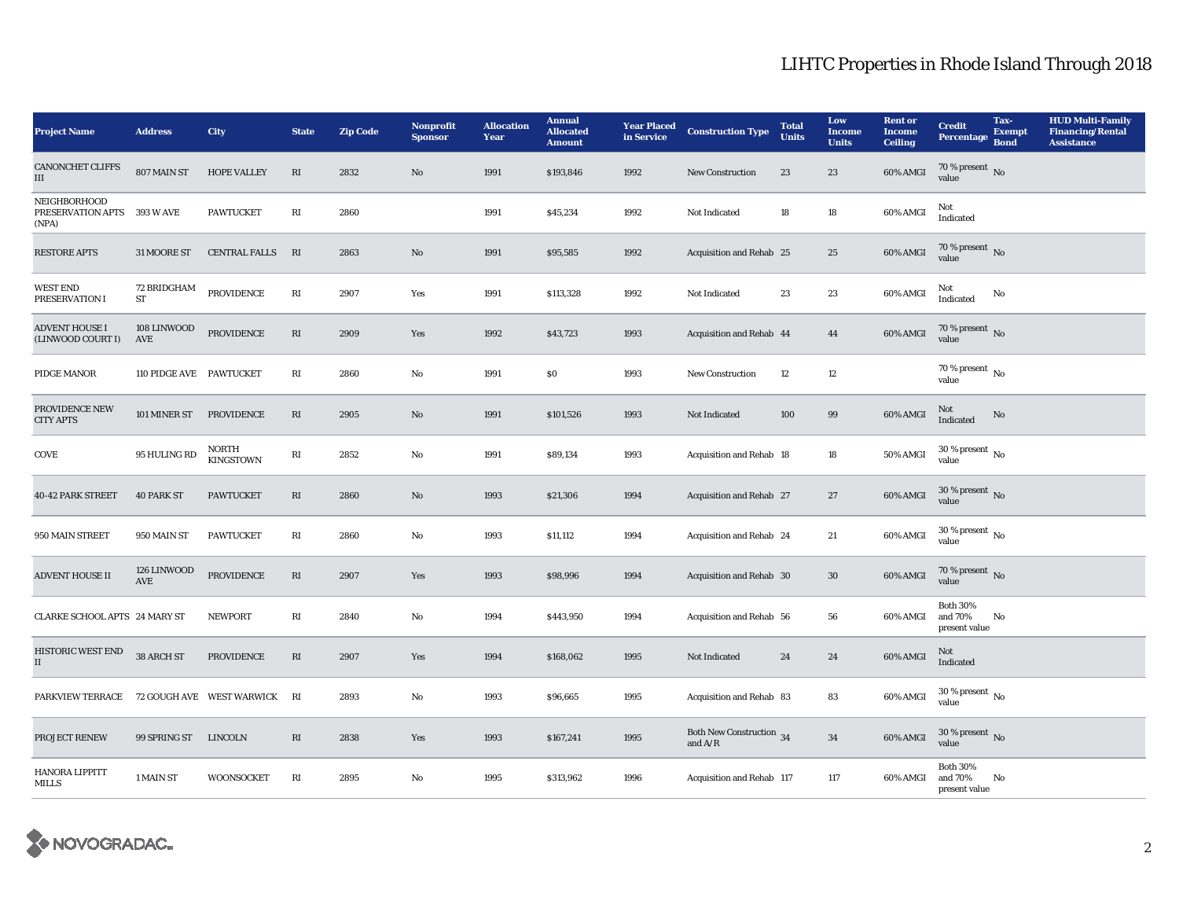# LIHTC Properties in Rhode Island Through 2018

| Project Name | Address | City | State | Zip Code | Nonprofit Sponsor | Allocation Year | Annual Allocated Amount | Year Placed in Service | Construction Type | Total Units | Low Income Units | Rent or Income Ceiling | Credit Percentage | Tax-Exempt Bond | HUD Multi-Family Financing/Rental Assistance |
|---|---|---|---|---|---|---|---|---|---|---|---|---|---|---|---|
| CANONCHET CLIFFS III | 807 MAIN ST | HOPE VALLEY | RI | 2832 | No | 1991 | $193,846 | 1992 | New Construction | 23 | 23 | 60% AMGI | 70 % present value | No | |
| NEIGHBORHOOD PRESERVATION APTS (NPA) | 393 W AVE | PAWTUCKET | RI | 2860 | | 1991 | $45,234 | 1992 | Not Indicated | 18 | 18 | 60% AMGI | Not Indicated | | |
| RESTORE APTS | 31 MOORE ST | CENTRAL FALLS | RI | 2863 | No | 1991 | $95,585 | 1992 | Acquisition and Rehab | 25 | 25 | 60% AMGI | 70 % present value | No | |
| WEST END PRESERVATION I | 72 BRIDGHAM ST | PROVIDENCE | RI | 2907 | Yes | 1991 | $113,328 | 1992 | Not Indicated | 23 | 23 | 60% AMGI | Not Indicated | No | |
| ADVENT HOUSE I (LINWOOD COURT I) | 108 LINWOOD AVE | PROVIDENCE | RI | 2909 | Yes | 1992 | $43,723 | 1993 | Acquisition and Rehab | 44 | 44 | 60% AMGI | 70 % present value | No | |
| PIDGE MANOR | 110 PIDGE AVE | PAWTUCKET | RI | 2860 | No | 1991 | $0 | 1993 | New Construction | 12 | 12 | | 70 % present value | No | |
| PROVIDENCE NEW CITY APTS | 101 MINER ST | PROVIDENCE | RI | 2905 | No | 1991 | $101,526 | 1993 | Not Indicated | 100 | 99 | 60% AMGI | Not Indicated | No | |
| COVE | 95 HULING RD | NORTH KINGSTOWN | RI | 2852 | No | 1991 | $89,134 | 1993 | Acquisition and Rehab | 18 | 18 | 50% AMGI | 30 % present value | No | |
| 40-42 PARK STREET | 40 PARK ST | PAWTUCKET | RI | 2860 | No | 1993 | $21,306 | 1994 | Acquisition and Rehab | 27 | 27 | 60% AMGI | 30 % present value | No | |
| 950 MAIN STREET | 950 MAIN ST | PAWTUCKET | RI | 2860 | No | 1993 | $11,112 | 1994 | Acquisition and Rehab | 24 | 21 | 60% AMGI | 30 % present value | No | |
| ADVENT HOUSE II | 126 LINWOOD AVE | PROVIDENCE | RI | 2907 | Yes | 1993 | $98,996 | 1994 | Acquisition and Rehab | 30 | 30 | 60% AMGI | 70 % present value | No | |
| CLARKE SCHOOL APTS | 24 MARY ST | NEWPORT | RI | 2840 | No | 1994 | $443,950 | 1994 | Acquisition and Rehab | 56 | 56 | 60% AMGI | Both 30% and 70% present value | No | |
| HISTORIC WEST END II | 38 ARCH ST | PROVIDENCE | RI | 2907 | Yes | 1994 | $168,062 | 1995 | Not Indicated | 24 | 24 | 60% AMGI | Not Indicated | | |
| PARKVIEW TERRACE | 72 GOUGH AVE | WEST WARWICK | RI | 2893 | No | 1993 | $96,665 | 1995 | Acquisition and Rehab | 83 | 83 | 60% AMGI | 30 % present value | No | |
| PROJECT RENEW | 99 SPRING ST | LINCOLN | RI | 2838 | Yes | 1993 | $167,241 | 1995 | Both New Construction and A/R | 34 | 34 | 60% AMGI | 30 % present value | No | |
| HANORA LIPPITT MILLS | 1 MAIN ST | WOONSOCKET | RI | 2895 | No | 1995 | $313,962 | 1996 | Acquisition and Rehab | 117 | 117 | 60% AMGI | Both 30% and 70% present value | No | |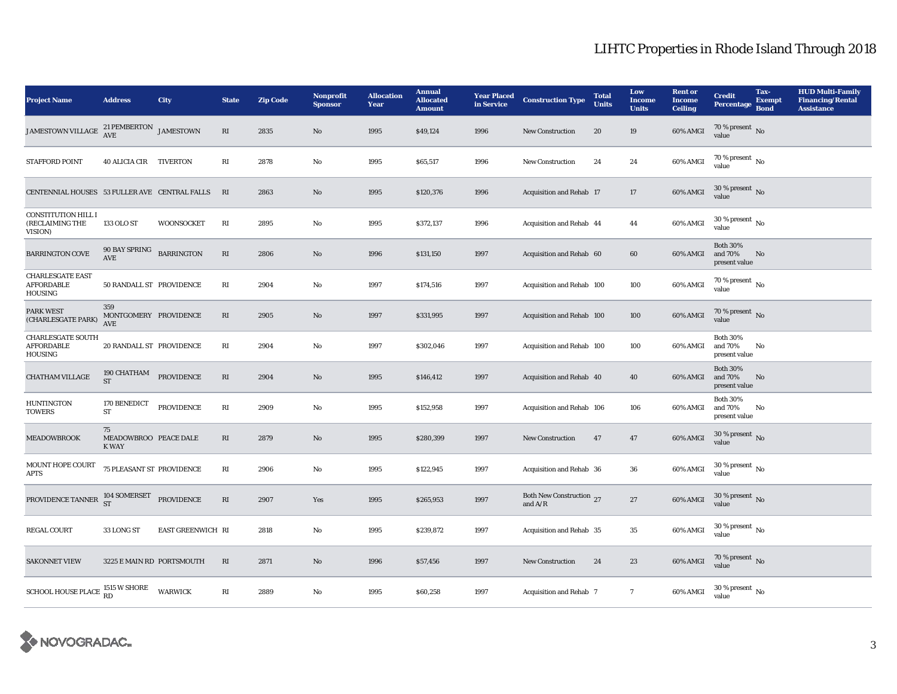# LIHTC Properties in Rhode Island Through 2018

| Project Name | Address | City | State | Zip Code | Nonprofit Sponsor | Allocation Year | Annual Allocated Amount | Year Placed in Service | Construction Type | Total Units | Low Income Units | Rent or Income Ceiling | Credit Percentage | Tax-Exempt Bond | HUD Multi-Family Financing/Rental Assistance |
|---|---|---|---|---|---|---|---|---|---|---|---|---|---|---|---|
| JAMESTOWN VILLAGE | 21 PEMBERTON AVE | JAMESTOWN | RI | 2835 | No | 1995 | $49,124 | 1996 | New Construction | 20 | 19 | 60% AMGI | 70 % present value | No | |
| STAFFORD POINT | 40 ALICIA CIR | TIVERTON | RI | 2878 | No | 1995 | $65,517 | 1996 | New Construction | 24 | 24 | 60% AMGI | 70 % present value | No | |
| CENTENNIAL HOUSES | 53 FULLER AVE | CENTRAL FALLS | RI | 2863 | No | 1995 | $120,376 | 1996 | Acquisition and Rehab | 17 | 17 | 60% AMGI | 30 % present value | No | |
| CONSTITUTION HILL I (RECLAIMING THE VISION) | 133 OLO ST | WOONSOCKET | RI | 2895 | No | 1995 | $372,137 | 1996 | Acquisition and Rehab | 44 | 44 | 60% AMGI | 30 % present value | No | |
| BARRINGTON COVE | 90 BAY SPRING AVE | BARRINGTON | RI | 2806 | No | 1996 | $131,150 | 1997 | Acquisition and Rehab | 60 | 60 | 60% AMGI | Both 30% and 70% present value | No | |
| CHARLESGATE EAST AFFORDABLE HOUSING | 50 RANDALL ST | PROVIDENCE | RI | 2904 | No | 1997 | $174,516 | 1997 | Acquisition and Rehab | 100 | 100 | 60% AMGI | 70 % present value | No | |
| PARK WEST (CHARLESGATE PARK) | 359 MONTGOMERY AVE | PROVIDENCE | RI | 2905 | No | 1997 | $331,995 | 1997 | Acquisition and Rehab | 100 | 100 | 60% AMGI | 70 % present value | No | |
| CHARLESGATE SOUTH AFFORDABLE HOUSING | 20 RANDALL ST | PROVIDENCE | RI | 2904 | No | 1997 | $302,046 | 1997 | Acquisition and Rehab | 100 | 100 | 60% AMGI | Both 30% and 70% present value | No | |
| CHATHAM VILLAGE | 190 CHATHAM ST | PROVIDENCE | RI | 2904 | No | 1995 | $146,412 | 1997 | Acquisition and Rehab | 40 | 40 | 60% AMGI | Both 30% and 70% present value | No | |
| HUNTINGTON TOWERS | 170 BENEDICT ST | PROVIDENCE | RI | 2909 | No | 1995 | $152,958 | 1997 | Acquisition and Rehab | 106 | 106 | 60% AMGI | Both 30% and 70% present value | No | |
| MEADOWBROOK | 75 MEADOWBROOK WAY | PEACE DALE | RI | 2879 | No | 1995 | $280,399 | 1997 | New Construction | 47 | 47 | 60% AMGI | 30 % present value | No | |
| MOUNT HOPE COURT APTS | 75 PLEASANT ST | PROVIDENCE | RI | 2906 | No | 1995 | $122,945 | 1997 | Acquisition and Rehab | 36 | 36 | 60% AMGI | 30 % present value | No | |
| PROVIDENCE TANNER | 104 SOMERSET ST | PROVIDENCE | RI | 2907 | Yes | 1995 | $265,953 | 1997 | Both New Construction and A/R | 27 | 27 | 60% AMGI | 30 % present value | No | |
| REGAL COURT | 33 LONG ST | EAST GREENWICH | RI | 2818 | No | 1995 | $239,872 | 1997 | Acquisition and Rehab | 35 | 35 | 60% AMGI | 30 % present value | No | |
| SAKONNET VIEW | 3225 E MAIN RD | PORTSMOUTH | RI | 2871 | No | 1996 | $57,456 | 1997 | New Construction | 24 | 23 | 60% AMGI | 70 % present value | No | |
| SCHOOL HOUSE PLACE | 1515 W SHORE RD | WARWICK | RI | 2889 | No | 1995 | $60,258 | 1997 | Acquisition and Rehab | 7 | 7 | 60% AMGI | 30 % present value | No | |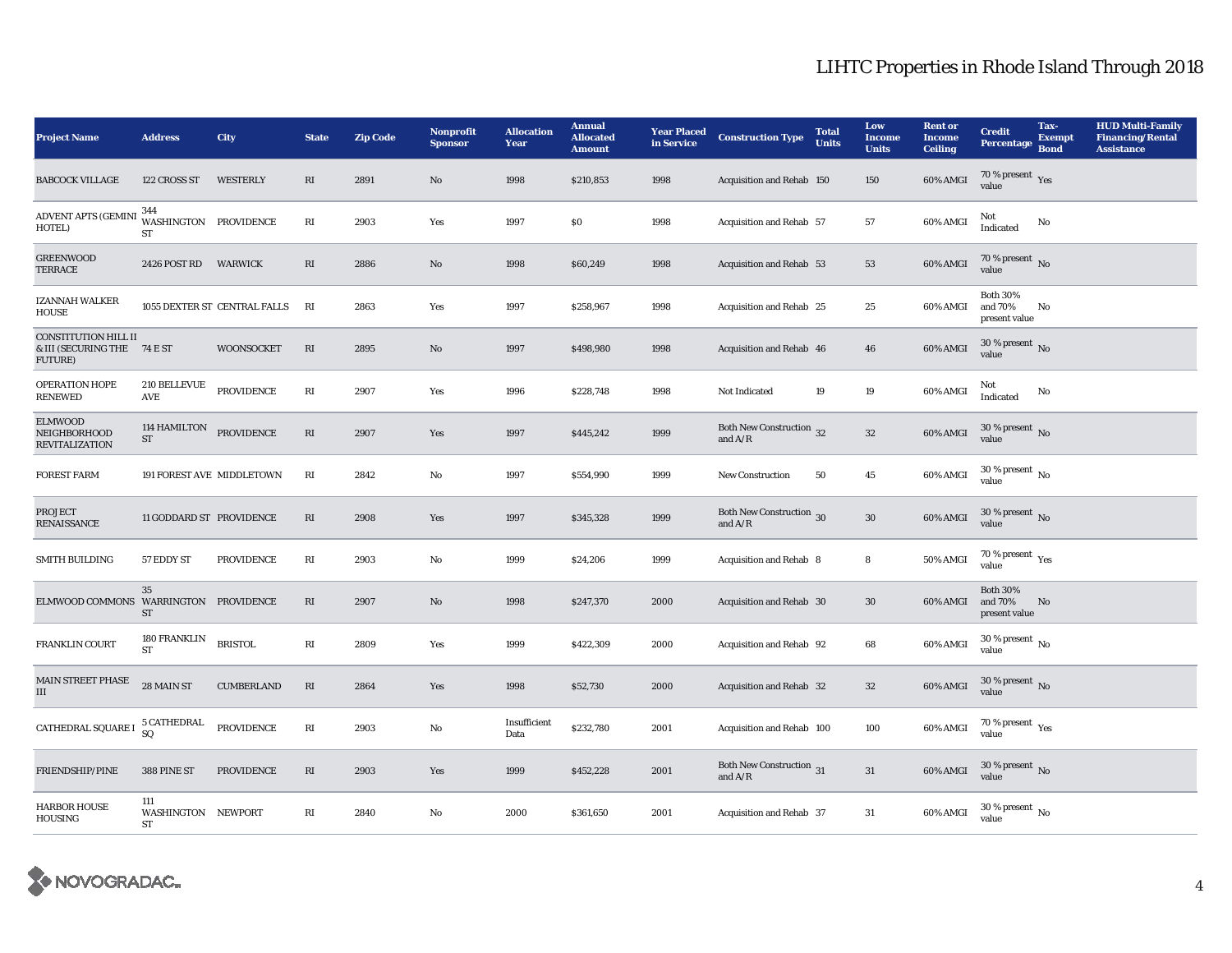# LIHTC Properties in Rhode Island Through 2018

| Project Name | Address | City | State | Zip Code | Nonprofit Sponsor | Allocation Year | Annual Allocated Amount | Year Placed in Service | Construction Type | Total Units | Low Income Units | Rent or Income Ceiling | Credit Percentage | Tax-Exempt Bond | HUD Multi-Family Financing/Rental Assistance |
|---|---|---|---|---|---|---|---|---|---|---|---|---|---|---|---|
| BABCOCK VILLAGE | 122 CROSS ST | WESTERLY | RI | 2891 | No | 1998 | $210,853 | 1998 | Acquisition and Rehab | 150 | 150 | 60% AMGI | 70 % present value | Yes | |
| ADVENT APTS (GEMINI HOTEL) | 344 WASHINGTON ST | PROVIDENCE | RI | 2903 | Yes | 1997 | $0 | 1998 | Acquisition and Rehab | 57 | 57 | 60% AMGI | Not Indicated | No | |
| GREENWOOD TERRACE | 2426 POST RD | WARWICK | RI | 2886 | No | 1998 | $60,249 | 1998 | Acquisition and Rehab | 53 | 53 | 60% AMGI | 70 % present value | No | |
| IZANNAH WALKER HOUSE | 1055 DEXTER ST | CENTRAL FALLS | RI | 2863 | Yes | 1997 | $258,967 | 1998 | Acquisition and Rehab | 25 | 25 | 60% AMGI | Both 30% and 70% present value | No | |
| CONSTITUTION HILL II & III (SECURING THE FUTURE) | 74 E ST | WOONSOCKET | RI | 2895 | No | 1997 | $498,980 | 1998 | Acquisition and Rehab | 46 | 46 | 60% AMGI | 30 % present value | No | |
| OPERATION HOPE RENEWED | 210 BELLEVUE AVE | PROVIDENCE | RI | 2907 | Yes | 1996 | $228,748 | 1998 | Not Indicated | 19 | 19 | 60% AMGI | Not Indicated | No | |
| ELMWOOD NEIGHBORHOOD REVITALIZATION | 114 HAMILTON ST | PROVIDENCE | RI | 2907 | Yes | 1997 | $445,242 | 1999 | Both New Construction and A/R | 32 | 32 | 60% AMGI | 30 % present value | No | |
| FOREST FARM | 191 FOREST AVE | MIDDLETOWN | RI | 2842 | No | 1997 | $554,990 | 1999 | New Construction | 50 | 45 | 60% AMGI | 30 % present value | No | |
| PROJECT RENAISSANCE | 11 GODDARD ST | PROVIDENCE | RI | 2908 | Yes | 1997 | $345,328 | 1999 | Both New Construction and A/R | 30 | 30 | 60% AMGI | 30 % present value | No | |
| SMITH BUILDING | 57 EDDY ST | PROVIDENCE | RI | 2903 | No | 1999 | $24,206 | 1999 | Acquisition and Rehab | 8 | 8 | 50% AMGI | 70 % present value | Yes | |
| ELMWOOD COMMONS | 35 WARRINGTON ST | PROVIDENCE | RI | 2907 | No | 1998 | $247,370 | 2000 | Acquisition and Rehab | 30 | 30 | 60% AMGI | Both 30% and 70% present value | No | |
| FRANKLIN COURT | 180 FRANKLIN ST | BRISTOL | RI | 2809 | Yes | 1999 | $422,309 | 2000 | Acquisition and Rehab | 92 | 68 | 60% AMGI | 30 % present value | No | |
| MAIN STREET PHASE III | 28 MAIN ST | CUMBERLAND | RI | 2864 | Yes | 1998 | $52,730 | 2000 | Acquisition and Rehab | 32 | 32 | 60% AMGI | 30 % present value | No | |
| CATHEDRAL SQUARE I | 5 CATHEDRAL SQ | PROVIDENCE | RI | 2903 | No | Insufficient Data | $232,780 | 2001 | Acquisition and Rehab | 100 | 100 | 60% AMGI | 70 % present value | Yes | |
| FRIENDSHIP/PINE | 388 PINE ST | PROVIDENCE | RI | 2903 | Yes | 1999 | $452,228 | 2001 | Both New Construction and A/R | 31 | 31 | 60% AMGI | 30 % present value | No | |
| HARBOR HOUSE HOUSING | 111 WASHINGTON ST | NEWPORT | RI | 2840 | No | 2000 | $361,650 | 2001 | Acquisition and Rehab | 37 | 31 | 60% AMGI | 30 % present value | No | |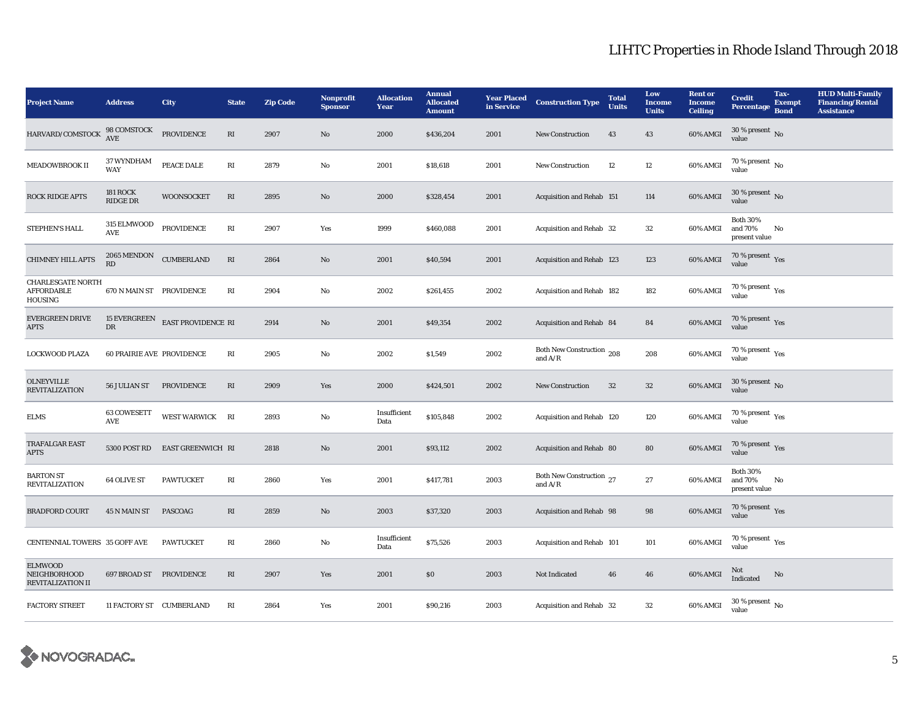# LIHTC Properties in Rhode Island Through 2018

| Project Name | Address | City | State | Zip Code | Nonprofit Sponsor | Allocation Year | Annual Allocated Amount | Year Placed in Service | Construction Type | Total Units | Low Income Units | Rent or Income Ceiling | Credit Percentage | Tax-Exempt Bond | HUD Multi-Family Financing/Rental Assistance |
|---|---|---|---|---|---|---|---|---|---|---|---|---|---|---|---|
| HARVARD/COMSTOCK | 98 COMSTOCK AVE | PROVIDENCE | RI | 2907 | No | 2000 | $436,204 | 2001 | New Construction | 43 | 43 | 60% AMGI | 30 % present value | No | |
| MEADOWBROOK II | 37 WYNDHAM WAY | PEACE DALE | RI | 2879 | No | 2001 | $18,618 | 2001 | New Construction | 12 | 12 | 60% AMGI | 70 % present value | No | |
| ROCK RIDGE APTS | 181 ROCK RIDGE DR | WOONSOCKET | RI | 2895 | No | 2000 | $328,454 | 2001 | Acquisition and Rehab | 151 | 114 | 60% AMGI | 30 % present value | No | |
| STEPHEN'S HALL | 315 ELMWOOD AVE | PROVIDENCE | RI | 2907 | Yes | 1999 | $460,088 | 2001 | Acquisition and Rehab | 32 | 32 | 60% AMGI | Both 30% and 70% present value | No | |
| CHIMNEY HILL APTS | 2065 MENDON RD | CUMBERLAND | RI | 2864 | No | 2001 | $40,594 | 2001 | Acquisition and Rehab | 123 | 123 | 60% AMGI | 70 % present value | Yes | |
| CHARLESGATE NORTH AFFORDABLE HOUSING | 670 N MAIN ST | PROVIDENCE | RI | 2904 | No | 2002 | $261,455 | 2002 | Acquisition and Rehab | 182 | 182 | 60% AMGI | 70 % present value | Yes | |
| EVERGREEN DRIVE APTS | 15 EVERGREEN DR | EAST PROVIDENCE | RI | 2914 | No | 2001 | $49,354 | 2002 | Acquisition and Rehab | 84 | 84 | 60% AMGI | 70 % present value | Yes | |
| LOCKWOOD PLAZA | 60 PRAIRIE AVE | PROVIDENCE | RI | 2905 | No | 2002 | $1,549 | 2002 | Both New Construction and A/R | 208 | 208 | 60% AMGI | 70 % present value | Yes | |
| OLNEYVILLE REVITALIZATION | 56 JULIAN ST | PROVIDENCE | RI | 2909 | Yes | 2000 | $424,501 | 2002 | New Construction | 32 | 32 | 60% AMGI | 30 % present value | No | |
| ELMS | 63 COWESETT AVE | WEST WARWICK | RI | 2893 | No | Insufficient Data | $105,848 | 2002 | Acquisition and Rehab | 120 | 120 | 60% AMGI | 70 % present value | Yes | |
| TRAFALGAR EAST APTS | 5300 POST RD | EAST GREENWICH | RI | 2818 | No | 2001 | $93,112 | 2002 | Acquisition and Rehab | 80 | 80 | 60% AMGI | 70 % present value | Yes | |
| BARTON ST REVITALIZATION | 64 OLIVE ST | PAWTUCKET | RI | 2860 | Yes | 2001 | $417,781 | 2003 | Both New Construction and A/R | 27 | 27 | 60% AMGI | Both 30% and 70% present value | No | |
| BRADFORD COURT | 45 N MAIN ST | PASCOAG | RI | 2859 | No | 2003 | $37,320 | 2003 | Acquisition and Rehab | 98 | 98 | 60% AMGI | 70 % present value | Yes | |
| CENTENNIAL TOWERS | 35 GOFF AVE | PAWTUCKET | RI | 2860 | No | Insufficient Data | $75,526 | 2003 | Acquisition and Rehab | 101 | 101 | 60% AMGI | 70 % present value | Yes | |
| ELMWOOD NEIGHBORHOOD REVITALIZATION II | 697 BROAD ST | PROVIDENCE | RI | 2907 | Yes | 2001 | $0 | 2003 | Not Indicated | 46 | 46 | 60% AMGI | Not Indicated | No | |
| FACTORY STREET | 11 FACTORY ST | CUMBERLAND | RI | 2864 | Yes | 2001 | $90,216 | 2003 | Acquisition and Rehab | 32 | 32 | 60% AMGI | 30 % present value | No | |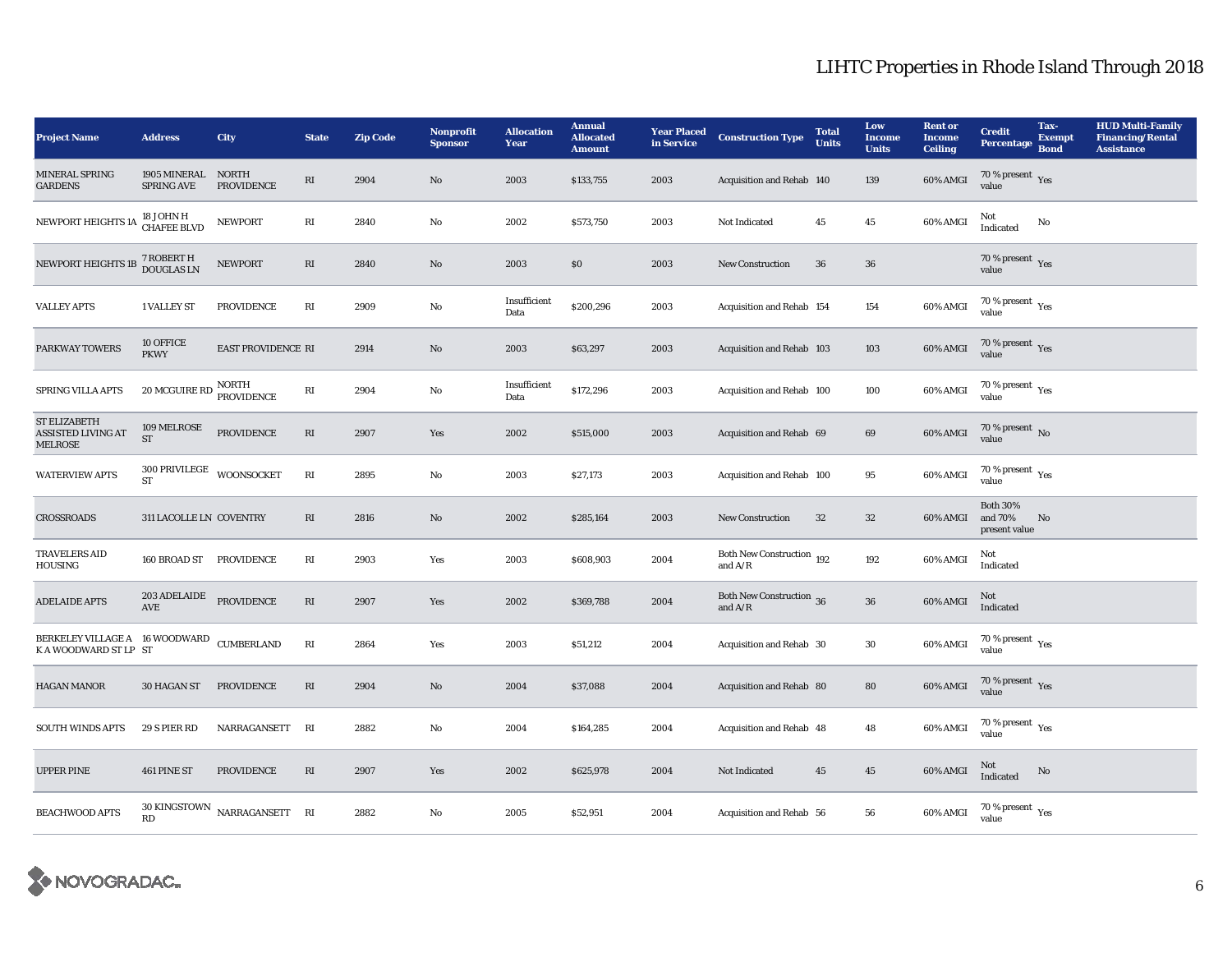# LIHTC Properties in Rhode Island Through 2018

| Project Name | Address | City | State | Zip Code | Nonprofit Sponsor | Allocation Year | Annual Allocated Amount | Year Placed in Service | Construction Type | Total Units | Low Income Units | Rent or Income Ceiling | Credit Percentage | Tax-Exempt Bond | HUD Multi-Family Financing/Rental Assistance |
|---|---|---|---|---|---|---|---|---|---|---|---|---|---|---|---|
| MINERAL SPRING GARDENS | 1905 MINERAL SPRING AVE | NORTH PROVIDENCE | RI | 2904 | No | 2003 | $133,755 | 2003 | Acquisition and Rehab | 140 | 139 | 60% AMGI | 70 % present value | Yes | |
| NEWPORT HEIGHTS 1A | 18 JOHN H CHAFEE BLVD | NEWPORT | RI | 2840 | No | 2002 | $573,750 | 2003 | Not Indicated | 45 | 45 | 60% AMGI | Not Indicated | No | |
| NEWPORT HEIGHTS 1B | 7 ROBERT H DOUGLAS LN | NEWPORT | RI | 2840 | No | 2003 | $0 | 2003 | New Construction | 36 | 36 | | 70 % present value | Yes | |
| VALLEY APTS | 1 VALLEY ST | PROVIDENCE | RI | 2909 | No | Insufficient Data | $200,296 | 2003 | Acquisition and Rehab | 154 | 154 | 60% AMGI | 70 % present value | Yes | |
| PARKWAY TOWERS | 10 OFFICE PKWY | EAST PROVIDENCE | RI | 2914 | No | 2003 | $63,297 | 2003 | Acquisition and Rehab | 103 | 103 | 60% AMGI | 70 % present value | Yes | |
| SPRING VILLA APTS | 20 MCGUIRE RD | NORTH PROVIDENCE | RI | 2904 | No | Insufficient Data | $172,296 | 2003 | Acquisition and Rehab | 100 | 100 | 60% AMGI | 70 % present value | Yes | |
| ST ELIZABETH ASSISTED LIVING AT MELROSE | 109 MELROSE ST | PROVIDENCE | RI | 2907 | Yes | 2002 | $515,000 | 2003 | Acquisition and Rehab | 69 | 69 | 60% AMGI | 70 % present value | No | |
| WATERVIEW APTS | 300 PRIVILEGE ST | WOONSOCKET | RI | 2895 | No | 2003 | $27,173 | 2003 | Acquisition and Rehab | 100 | 95 | 60% AMGI | 70 % present value | Yes | |
| CROSSROADS | 311 LACOLLE LN | COVENTRY | RI | 2816 | No | 2002 | $285,164 | 2003 | New Construction | 32 | 32 | 60% AMGI | Both 30% and 70% present value | No | |
| TRAVELERS AID HOUSING | 160 BROAD ST | PROVIDENCE | RI | 2903 | Yes | 2003 | $608,903 | 2004 | Both New Construction and A/R | 192 | 192 | 60% AMGI | Not Indicated | | |
| ADELAIDE APTS | 203 ADELAIDE AVE | PROVIDENCE | RI | 2907 | Yes | 2002 | $369,788 | 2004 | Both New Construction and A/R | 36 | 36 | 60% AMGI | Not Indicated | | |
| BERKELEY VILLAGE A K A WOODWARD ST LP | 16 WOODWARD ST | CUMBERLAND | RI | 2864 | Yes | 2003 | $51,212 | 2004 | Acquisition and Rehab | 30 | 30 | 60% AMGI | 70 % present value | Yes | |
| HAGAN MANOR | 30 HAGAN ST | PROVIDENCE | RI | 2904 | No | 2004 | $37,088 | 2004 | Acquisition and Rehab | 80 | 80 | 60% AMGI | 70 % present value | Yes | |
| SOUTH WINDS APTS | 29 S PIER RD | NARRAGANSETT | RI | 2882 | No | 2004 | $164,285 | 2004 | Acquisition and Rehab | 48 | 48 | 60% AMGI | 70 % present value | Yes | |
| UPPER PINE | 461 PINE ST | PROVIDENCE | RI | 2907 | Yes | 2002 | $625,978 | 2004 | Not Indicated | 45 | 45 | 60% AMGI | Not Indicated | No | |
| BEACHWOOD APTS | 30 KINGSTOWN RD | NARRAGANSETT | RI | 2882 | No | 2005 | $52,951 | 2004 | Acquisition and Rehab | 56 | 56 | 60% AMGI | 70 % present value | Yes | |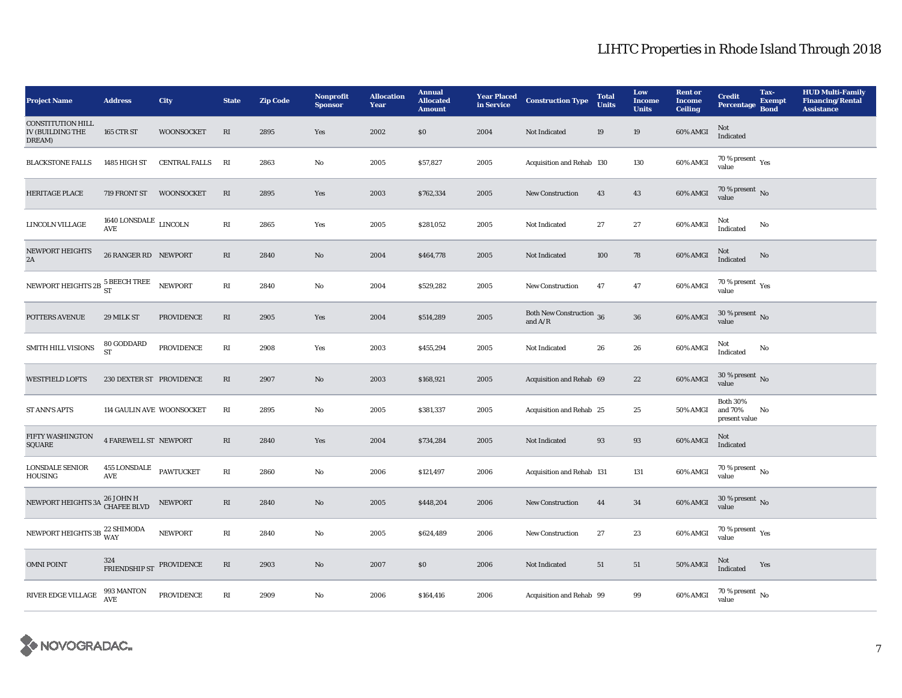# LIHTC Properties in Rhode Island Through 2018

| Project Name | Address | City | State | Zip Code | Nonprofit Sponsor | Allocation Year | Annual Allocated Amount | Year Placed in Service | Construction Type | Total Units | Low Income Units | Rent or Income Ceiling | Credit Percentage | Tax-Exempt Bond | HUD Multi-Family Financing/Rental Assistance |
|---|---|---|---|---|---|---|---|---|---|---|---|---|---|---|---|
| CONSTITUTION HILL IV (BUILDING THE DREAM) | 165 CTR ST | WOONSOCKET | RI | 2895 | Yes | 2002 | $0 | 2004 | Not Indicated | 19 | 19 | 60% AMGI | Not Indicated | | |
| BLACKSTONE FALLS | 1485 HIGH ST | CENTRAL FALLS | RI | 2863 | No | 2005 | $57,827 | 2005 | Acquisition and Rehab | 130 | 130 | 60% AMGI | 70 % present value | Yes | |
| HERITAGE PLACE | 719 FRONT ST | WOONSOCKET | RI | 2895 | Yes | 2003 | $762,334 | 2005 | New Construction | 43 | 43 | 60% AMGI | 70 % present value | No | |
| LINCOLN VILLAGE | 1640 LONSDALE AVE | LINCOLN | RI | 2865 | Yes | 2005 | $281,052 | 2005 | Not Indicated | 27 | 27 | 60% AMGI | Not Indicated | No | |
| NEWPORT HEIGHTS 2A | 26 RANGER RD | NEWPORT | RI | 2840 | No | 2004 | $464,778 | 2005 | Not Indicated | 100 | 78 | 60% AMGI | Not Indicated | No | |
| NEWPORT HEIGHTS 2B | 5 BEECH TREE ST | NEWPORT | RI | 2840 | No | 2004 | $529,282 | 2005 | New Construction | 47 | 47 | 60% AMGI | 70 % present value | Yes | |
| POTTERS AVENUE | 29 MILK ST | PROVIDENCE | RI | 2905 | Yes | 2004 | $514,289 | 2005 | Both New Construction and A/R | 36 | 36 | 60% AMGI | 30 % present value | No | |
| SMITH HILL VISIONS | 80 GODDARD ST | PROVIDENCE | RI | 2908 | Yes | 2003 | $455,294 | 2005 | Not Indicated | 26 | 26 | 60% AMGI | Not Indicated | No | |
| WESTFIELD LOFTS | 230 DEXTER ST | PROVIDENCE | RI | 2907 | No | 2003 | $168,921 | 2005 | Acquisition and Rehab | 69 | 22 | 60% AMGI | 30 % present value | No | |
| ST ANN'S APTS | 114 GAULIN AVE | WOONSOCKET | RI | 2895 | No | 2005 | $381,337 | 2005 | Acquisition and Rehab | 25 | 25 | 50% AMGI | Both 30% and 70% present value | No | |
| FIFTY WASHINGTON SQUARE | 4 FAREWELL ST | NEWPORT | RI | 2840 | Yes | 2004 | $734,284 | 2005 | Not Indicated | 93 | 93 | 60% AMGI | Not Indicated | | |
| LONSDALE SENIOR HOUSING | 455 LONSDALE AVE | PAWTUCKET | RI | 2860 | No | 2006 | $121,497 | 2006 | Acquisition and Rehab | 131 | 131 | 60% AMGI | 70 % present value | No | |
| NEWPORT HEIGHTS 3A | 26 JOHN H CHAFEE BLVD | NEWPORT | RI | 2840 | No | 2005 | $448,204 | 2006 | New Construction | 44 | 34 | 60% AMGI | 30 % present value | No | |
| NEWPORT HEIGHTS 3B | 22 SHIMODA WAY | NEWPORT | RI | 2840 | No | 2005 | $624,489 | 2006 | New Construction | 27 | 23 | 60% AMGI | 70 % present value | Yes | |
| OMNI POINT | 324 FRIENDSHIP ST | PROVIDENCE | RI | 2903 | No | 2007 | $0 | 2006 | Not Indicated | 51 | 51 | 50% AMGI | Not Indicated | Yes | |
| RIVER EDGE VILLAGE | 993 MANTON AVE | PROVIDENCE | RI | 2909 | No | 2006 | $164,416 | 2006 | Acquisition and Rehab | 99 | 99 | 60% AMGI | 70 % present value | No | |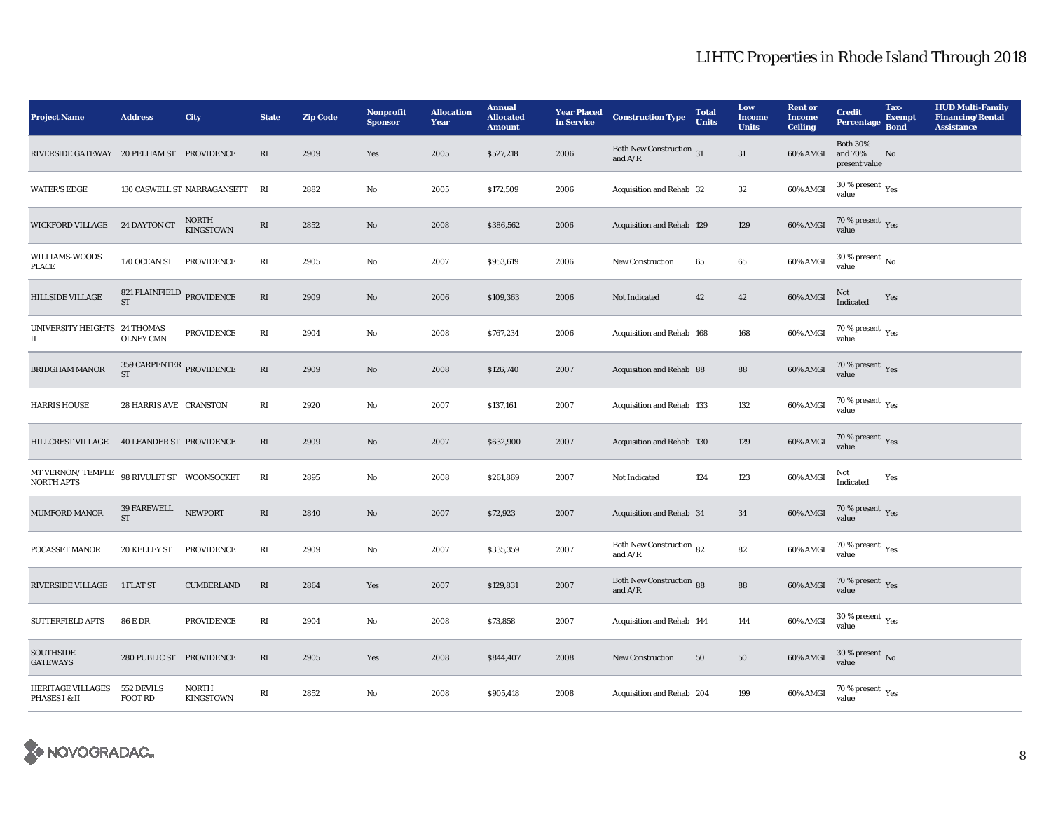# LIHTC Properties in Rhode Island Through 2018

| Project Name | Address | City | State | Zip Code | Nonprofit Sponsor | Allocation Year | Annual Allocated Amount | Year Placed in Service | Construction Type | Total Units | Low Income Units | Rent or Income Ceiling | Credit Percentage | Tax-Exempt Bond | HUD Multi-Family Financing/Rental Assistance |
|---|---|---|---|---|---|---|---|---|---|---|---|---|---|---|---|
| RIVERSIDE GATEWAY | 20 PELHAM ST | PROVIDENCE | RI | 2909 | Yes | 2005 | $527,218 | 2006 | Both New Construction and A/R | 31 | 31 | 60% AMGI | Both 30% and 70% present value | No | |
| WATER'S EDGE | 130 CASWELL ST | NARRAGANSETT | RI | 2882 | No | 2005 | $172,509 | 2006 | Acquisition and Rehab | 32 | 32 | 60% AMGI | 30 % present value | Yes | |
| WICKFORD VILLAGE | 24 DAYTON CT | NORTH KINGSTOWN | RI | 2852 | No | 2008 | $386,562 | 2006 | Acquisition and Rehab | 129 | 129 | 60% AMGI | 70 % present value | Yes | |
| WILLIAMS-WOODS PLACE | 170 OCEAN ST | PROVIDENCE | RI | 2905 | No | 2007 | $953,619 | 2006 | New Construction | 65 | 65 | 60% AMGI | 30 % present value | No | |
| HILLSIDE VILLAGE | 821 PLAINFIELD ST | PROVIDENCE | RI | 2909 | No | 2006 | $109,363 | 2006 | Not Indicated | 42 | 42 | 60% AMGI | Not Indicated | Yes | |
| UNIVERSITY HEIGHTS II | 24 THOMAS OLNEY CMN | PROVIDENCE | RI | 2904 | No | 2008 | $767,234 | 2006 | Acquisition and Rehab | 168 | 168 | 60% AMGI | 70 % present value | Yes | |
| BRIDGHAM MANOR | 359 CARPENTER ST | PROVIDENCE | RI | 2909 | No | 2008 | $126,740 | 2007 | Acquisition and Rehab | 88 | 88 | 60% AMGI | 70 % present value | Yes | |
| HARRIS HOUSE | 28 HARRIS AVE | CRANSTON | RI | 2920 | No | 2007 | $137,161 | 2007 | Acquisition and Rehab | 133 | 132 | 60% AMGI | 70 % present value | Yes | |
| HILLCREST VILLAGE | 40 LEANDER ST | PROVIDENCE | RI | 2909 | No | 2007 | $632,900 | 2007 | Acquisition and Rehab | 130 | 129 | 60% AMGI | 70 % present value | Yes | |
| MT VERNON/ TEMPLE NORTH APTS | 98 RIVULET ST | WOONSOCKET | RI | 2895 | No | 2008 | $261,869 | 2007 | Not Indicated | 124 | 123 | 60% AMGI | Not Indicated | Yes | |
| MUMFORD MANOR | 39 FAREWELL ST | NEWPORT | RI | 2840 | No | 2007 | $72,923 | 2007 | Acquisition and Rehab | 34 | 34 | 60% AMGI | 70 % present value | Yes | |
| POCASSET MANOR | 20 KELLEY ST | PROVIDENCE | RI | 2909 | No | 2007 | $335,359 | 2007 | Both New Construction and A/R | 82 | 82 | 60% AMGI | 70 % present value | Yes | |
| RIVERSIDE VILLAGE | 1 FLAT ST | CUMBERLAND | RI | 2864 | Yes | 2007 | $129,831 | 2007 | Both New Construction and A/R | 88 | 88 | 60% AMGI | 70 % present value | Yes | |
| SUTTERFIELD APTS | 86 E DR | PROVIDENCE | RI | 2904 | No | 2008 | $73,858 | 2007 | Acquisition and Rehab | 144 | 144 | 60% AMGI | 30 % present value | Yes | |
| SOUTHSIDE GATEWAYS | 280 PUBLIC ST | PROVIDENCE | RI | 2905 | Yes | 2008 | $844,407 | 2008 | New Construction | 50 | 50 | 60% AMGI | 30 % present value | No | |
| HERITAGE VILLAGES PHASES I & II | 552 DEVILS FOOT RD | NORTH KINGSTOWN | RI | 2852 | No | 2008 | $905,418 | 2008 | Acquisition and Rehab | 204 | 199 | 60% AMGI | 70 % present value | Yes | |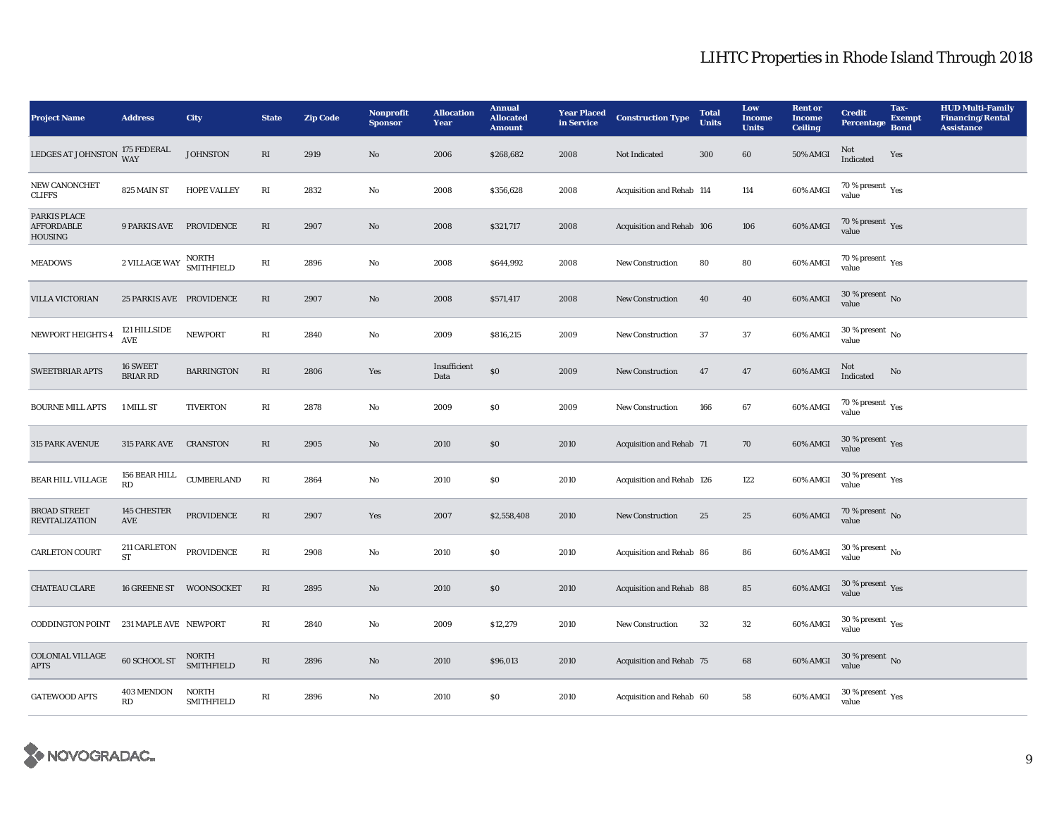# LIHTC Properties in Rhode Island Through 2018

| Project Name | Address | City | State | Zip Code | Nonprofit Sponsor | Allocation Year | Annual Allocated Amount | Year Placed in Service | Construction Type | Total Units | Low Income Units | Rent or Income Ceiling | Credit Percentage | Tax-Exempt Bond | HUD Multi-Family Financing/Rental Assistance |
|---|---|---|---|---|---|---|---|---|---|---|---|---|---|---|---|
| LEDGES AT JOHNSTON | 175 FEDERAL WAY | JOHNSTON | RI | 2919 | No | 2006 | $268,682 | 2008 | Not Indicated | 300 | 60 | 50% AMGI | Not Indicated | Yes | |
| NEW CANONCHET CLIFFS | 825 MAIN ST | HOPE VALLEY | RI | 2832 | No | 2008 | $356,628 | 2008 | Acquisition and Rehab | 114 | 114 | 60% AMGI | 70 % present value | Yes | |
| PARKIS PLACE AFFORDABLE HOUSING | 9 PARKIS AVE | PROVIDENCE | RI | 2907 | No | 2008 | $321,717 | 2008 | Acquisition and Rehab | 106 | 106 | 60% AMGI | 70 % present value | Yes | |
| MEADOWS | 2 VILLAGE WAY | NORTH SMITHFIELD | RI | 2896 | No | 2008 | $644,992 | 2008 | New Construction | 80 | 80 | 60% AMGI | 70 % present value | Yes | |
| VILLA VICTORIAN | 25 PARKIS AVE | PROVIDENCE | RI | 2907 | No | 2008 | $571,417 | 2008 | New Construction | 40 | 40 | 60% AMGI | 30 % present value | No | |
| NEWPORT HEIGHTS 4 | 121 HILLSIDE AVE | NEWPORT | RI | 2840 | No | 2009 | $816,215 | 2009 | New Construction | 37 | 37 | 60% AMGI | 30 % present value | No | |
| SWEETBRIAR APTS | 16 SWEET BRIAR RD | BARRINGTON | RI | 2806 | Yes | Insufficient Data | $0 | 2009 | New Construction | 47 | 47 | 60% AMGI | Not Indicated | No | |
| BOURNE MILL APTS | 1 MILL ST | TIVERTON | RI | 2878 | No | 2009 | $0 | 2009 | New Construction | 166 | 67 | 60% AMGI | 70 % present value | Yes | |
| 315 PARK AVENUE | 315 PARK AVE | CRANSTON | RI | 2905 | No | 2010 | $0 | 2010 | Acquisition and Rehab | 71 | 70 | 60% AMGI | 30 % present value | Yes | |
| BEAR HILL VILLAGE | 156 BEAR HILL RD | CUMBERLAND | RI | 2864 | No | 2010 | $0 | 2010 | Acquisition and Rehab | 126 | 122 | 60% AMGI | 30 % present value | Yes | |
| BROAD STREET REVITALIZATION | 145 CHESTER AVE | PROVIDENCE | RI | 2907 | Yes | 2007 | $2,558,408 | 2010 | New Construction | 25 | 25 | 60% AMGI | 70 % present value | No | |
| CARLETON COURT | 211 CARLETON ST | PROVIDENCE | RI | 2908 | No | 2010 | $0 | 2010 | Acquisition and Rehab | 86 | 86 | 60% AMGI | 30 % present value | No | |
| CHATEAU CLARE | 16 GREENE ST | WOONSOCKET | RI | 2895 | No | 2010 | $0 | 2010 | Acquisition and Rehab | 88 | 85 | 60% AMGI | 30 % present value | Yes | |
| CODDINGTON POINT | 231 MAPLE AVE | NEWPORT | RI | 2840 | No | 2009 | $12,279 | 2010 | New Construction | 32 | 32 | 60% AMGI | 30 % present value | Yes | |
| COLONIAL VILLAGE APTS | 60 SCHOOL ST | NORTH SMITHFIELD | RI | 2896 | No | 2010 | $96,013 | 2010 | Acquisition and Rehab | 75 | 68 | 60% AMGI | 30 % present value | No | |
| GATEWOOD APTS | 403 MENDON RD | NORTH SMITHFIELD | RI | 2896 | No | 2010 | $0 | 2010 | Acquisition and Rehab | 60 | 58 | 60% AMGI | 30 % present value | Yes | |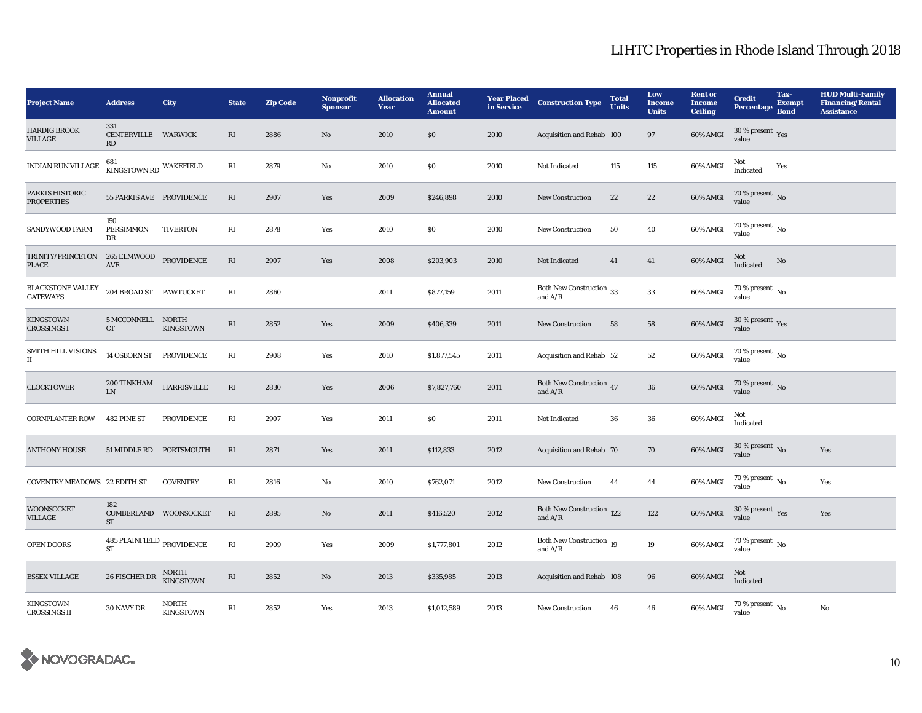# LIHTC Properties in Rhode Island Through 2018

| Project Name | Address | City | State | Zip Code | Nonprofit Sponsor | Allocation Year | Annual Allocated Amount | Year Placed in Service | Construction Type | Total Units | Low Income Units | Rent or Income Ceiling | Credit Percentage | Tax-Exempt Bond | HUD Multi-Family Financing/Rental Assistance |
|---|---|---|---|---|---|---|---|---|---|---|---|---|---|---|---|
| HARDIG BROOK VILLAGE | 331 CENTERVILLE RD | WARWICK | RI | 2886 | No | 2010 | $0 | 2010 | Acquisition and Rehab | 100 | 97 | 60% AMGI | 30 % present value | Yes | |
| INDIAN RUN VILLAGE | 681 KINGSTOWN RD | WAKEFIELD | RI | 2879 | No | 2010 | $0 | 2010 | Not Indicated | 115 | 115 | 60% AMGI | Not Indicated | Yes | |
| PARKIS HISTORIC PROPERTIES | 55 PARKIS AVE | PROVIDENCE | RI | 2907 | Yes | 2009 | $246,898 | 2010 | New Construction | 22 | 22 | 60% AMGI | 70 % present value | No | |
| SANDYWOOD FARM | 150 PERSIMMON DR | TIVERTON | RI | 2878 | Yes | 2010 | $0 | 2010 | New Construction | 50 | 40 | 60% AMGI | 70 % present value | No | |
| TRINITY/PRINCETON PLACE | 265 ELMWOOD AVE | PROVIDENCE | RI | 2907 | Yes | 2008 | $203,903 | 2010 | Not Indicated | 41 | 41 | 60% AMGI | Not Indicated | No | |
| BLACKSTONE VALLEY GATEWAYS | 204 BROAD ST | PAWTUCKET | RI | 2860 | | 2011 | $877,159 | 2011 | Both New Construction and A/R | 33 | 33 | 60% AMGI | 70 % present value | No | |
| KINGSTOWN CROSSINGS I | 5 MCCONNELL CT | NORTH KINGSTOWN | RI | 2852 | Yes | 2009 | $406,339 | 2011 | New Construction | 58 | 58 | 60% AMGI | 30 % present value | Yes | |
| SMITH HILL VISIONS II | 14 OSBORN ST | PROVIDENCE | RI | 2908 | Yes | 2010 | $1,877,545 | 2011 | Acquisition and Rehab | 52 | 52 | 60% AMGI | 70 % present value | No | |
| CLOCKTOWER | 200 TINKHAM LN | HARRISVILLE | RI | 2830 | Yes | 2006 | $7,827,760 | 2011 | Both New Construction and A/R | 47 | 36 | 60% AMGI | 70 % present value | No | |
| CORNPLANTER ROW | 482 PINE ST | PROVIDENCE | RI | 2907 | Yes | 2011 | $0 | 2011 | Not Indicated | 36 | 36 | 60% AMGI | Not Indicated | | |
| ANTHONY HOUSE | 51 MIDDLE RD | PORTSMOUTH | RI | 2871 | Yes | 2011 | $112,833 | 2012 | Acquisition and Rehab | 70 | 70 | 60% AMGI | 30 % present value | No | Yes |
| COVENTRY MEADOWS | 22 EDITH ST | COVENTRY | RI | 2816 | No | 2010 | $762,071 | 2012 | New Construction | 44 | 44 | 60% AMGI | 70 % present value | No | Yes |
| WOONSOCKET VILLAGE | 182 CUMBERLAND ST | WOONSOCKET | RI | 2895 | No | 2011 | $416,520 | 2012 | Both New Construction and A/R | 122 | 122 | 60% AMGI | 30 % present value | Yes | Yes |
| OPEN DOORS | 485 PLAINFIELD ST | PROVIDENCE | RI | 2909 | Yes | 2009 | $1,777,801 | 2012 | Both New Construction and A/R | 19 | 19 | 60% AMGI | 70 % present value | No | |
| ESSEX VILLAGE | 26 FISCHER DR | NORTH KINGSTOWN | RI | 2852 | No | 2013 | $335,985 | 2013 | Acquisition and Rehab | 108 | 96 | 60% AMGI | Not Indicated | | |
| KINGSTOWN CROSSINGS II | 30 NAVY DR | NORTH KINGSTOWN | RI | 2852 | Yes | 2013 | $1,012,589 | 2013 | New Construction | 46 | 46 | 60% AMGI | 70 % present value | No | No |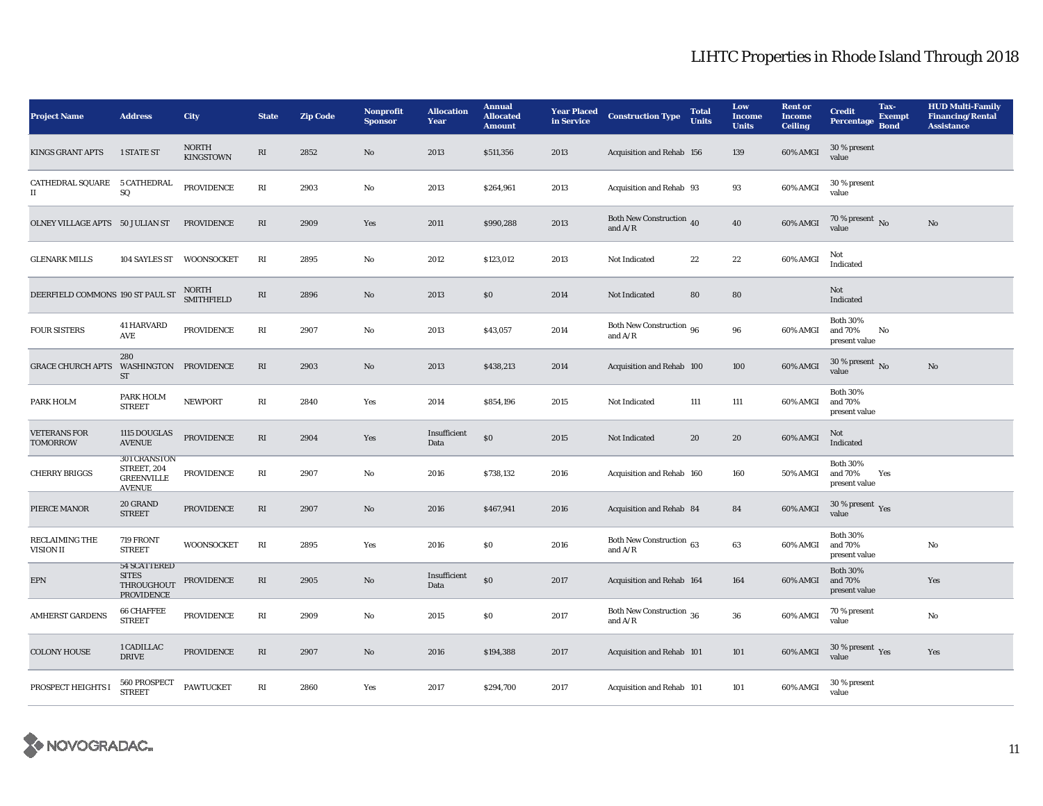# LIHTC Properties in Rhode Island Through 2018

| Project Name | Address | City | State | Zip Code | Nonprofit Sponsor | Allocation Year | Annual Allocated Amount | Year Placed in Service | Construction Type | Total Units | Low Income Units | Rent or Income Ceiling | Credit Percentage | Tax-Exempt Bond | HUD Multi-Family Financing/Rental Assistance |
|---|---|---|---|---|---|---|---|---|---|---|---|---|---|---|---|
| KINGS GRANT APTS | 1 STATE ST | NORTH KINGSTOWN | RI | 2852 | No | 2013 | $511,356 | 2013 | Acquisition and Rehab | 156 | 139 | 60% AMGI | 30 % present value | | |
| CATHEDRAL SQUARE II | 5 CATHEDRAL SQ | PROVIDENCE | RI | 2903 | No | 2013 | $264,961 | 2013 | Acquisition and Rehab | 93 | 93 | 60% AMGI | 30 % present value | | |
| OLNEY VILLAGE APTS | 50 JULIAN ST | PROVIDENCE | RI | 2909 | Yes | 2011 | $990,288 | 2013 | Both New Construction and A/R | 40 | 40 | 60% AMGI | 70 % present value | No | No |
| GLENARK MILLS | 104 SAYLES ST | WOONSOCKET | RI | 2895 | No | 2012 | $123,012 | 2013 | Not Indicated | 22 | 22 | 60% AMGI | Not Indicated | | |
| DEERFIELD COMMONS | 190 ST PAUL ST | NORTH SMITHFIELD | RI | 2896 | No | 2013 | $0 | 2014 | Not Indicated | 80 | 80 | | Not Indicated | | |
| FOUR SISTERS | 41 HARVARD AVE | PROVIDENCE | RI | 2907 | No | 2013 | $43,057 | 2014 | Both New Construction and A/R | 96 | 96 | 60% AMGI | Both 30% and 70% present value | No | |
| GRACE CHURCH APTS | 280 WASHINGTON ST | PROVIDENCE | RI | 2903 | No | 2013 | $438,213 | 2014 | Acquisition and Rehab | 100 | 100 | 60% AMGI | 30 % present value | No | No |
| PARK HOLM | PARK HOLM STREET | NEWPORT | RI | 2840 | Yes | 2014 | $854,196 | 2015 | Not Indicated | 111 | 111 | 60% AMGI | Both 30% and 70% present value | | |
| VETERANS FOR TOMORROW | 1115 DOUGLAS AVENUE | PROVIDENCE | RI | 2904 | Yes | Insufficient Data | $0 | 2015 | Not Indicated | 20 | 20 | 60% AMGI | Not Indicated | | |
| CHERRY BRIGGS | 301 CRANSTON STREET, 204 GREENVILLE AVENUE | PROVIDENCE | RI | 2907 | No | 2016 | $738,132 | 2016 | Acquisition and Rehab | 160 | 160 | 50% AMGI | Both 30% and 70% present value | Yes | |
| PIERCE MANOR | 20 GRAND STREET | PROVIDENCE | RI | 2907 | No | 2016 | $467,941 | 2016 | Acquisition and Rehab | 84 | 84 | 60% AMGI | 30 % present value | Yes | |
| RECLAIMING THE VISION II | 719 FRONT STREET | WOONSOCKET | RI | 2895 | Yes | 2016 | $0 | 2016 | Both New Construction and A/R | 63 | 63 | 60% AMGI | Both 30% and 70% present value | | No |
| EPN | 54 SCATTERED SITES THROUGHOUT PROVIDENCE | PROVIDENCE | RI | 2905 | No | Insufficient Data | $0 | 2017 | Acquisition and Rehab | 164 | 164 | 60% AMGI | Both 30% and 70% present value | | Yes |
| AMHERST GARDENS | 66 CHAFFEE STREET | PROVIDENCE | RI | 2909 | No | 2015 | $0 | 2017 | Both New Construction and A/R | 36 | 36 | 60% AMGI | 70 % present value | | No |
| COLONY HOUSE | 1 CADILLAC DRIVE | PROVIDENCE | RI | 2907 | No | 2016 | $194,388 | 2017 | Acquisition and Rehab | 101 | 101 | 60% AMGI | 30 % present value | Yes | Yes |
| PROSPECT HEIGHTS I | 560 PROSPECT STREET | PAWTUCKET | RI | 2860 | Yes | 2017 | $294,700 | 2017 | Acquisition and Rehab | 101 | 101 | 60% AMGI | 30 % present value | | |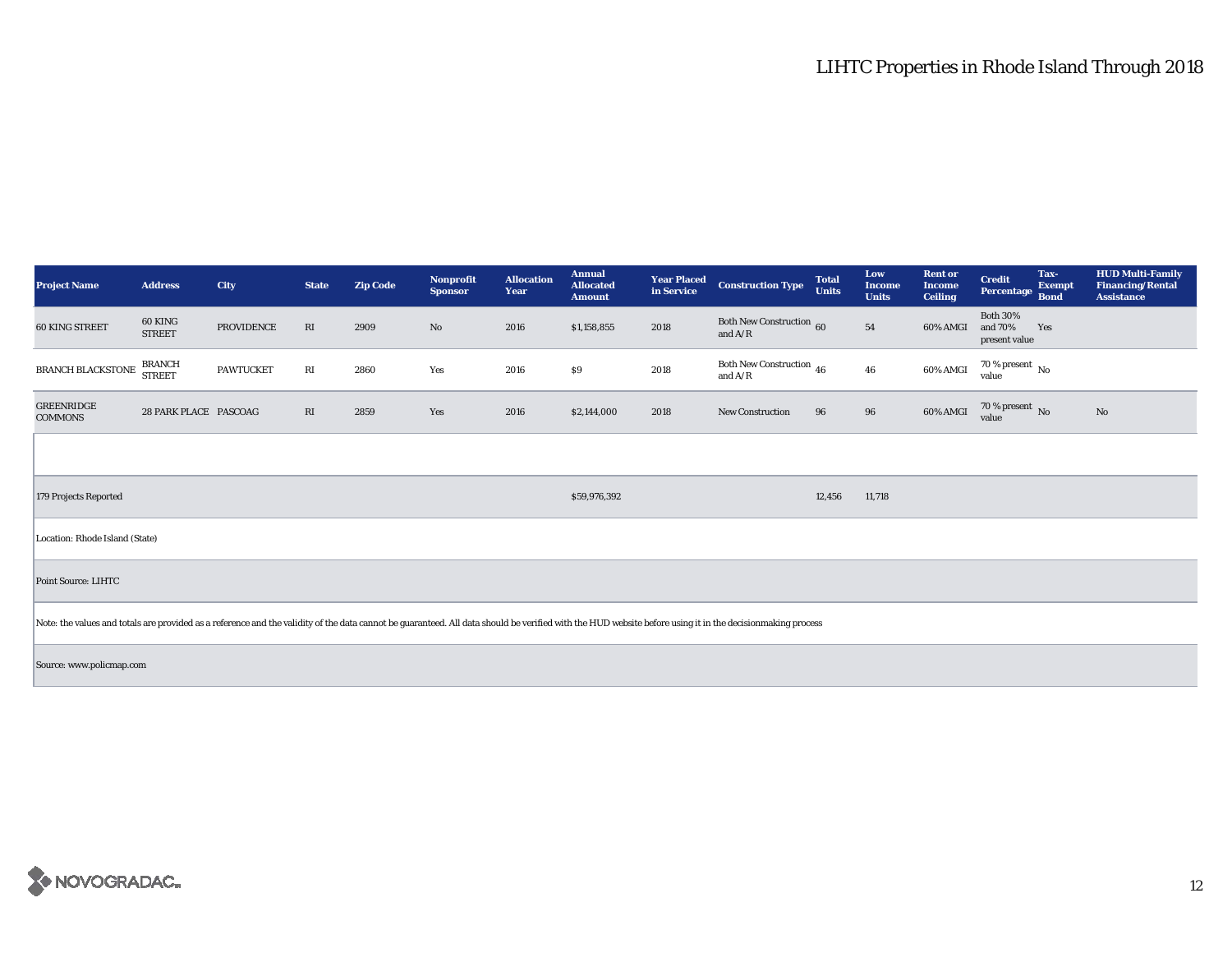# LIHTC Properties in Rhode Island Through 2018

| Project Name | Address | City | State | Zip Code | Nonprofit Sponsor | Allocation Year | Annual Allocated Amount | Year Placed in Service | Construction Type | Total Units | Low Income Units | Rent or Income Ceiling | Credit Percentage | Tax-Exempt Bond | HUD Multi-Family Financing/Rental Assistance |
|---|---|---|---|---|---|---|---|---|---|---|---|---|---|---|---|
| 60 KING STREET | 60 KING STREET | PROVIDENCE | RI | 2909 | No | 2016 | $1,158,855 | 2018 | Both New Construction and A/R | 60 | 54 | 60% AMGI | Both 30% and 70% present value | Yes | |
| BRANCH BLACKSTONE | BRANCH STREET | PAWTUCKET | RI | 2860 | Yes | 2016 | $9 | 2018 | Both New Construction and A/R | 46 | 46 | 60% AMGI | 70 % present value | No | |
| GREENRIDGE COMMONS | 28 PARK PLACE | PASCOAG | RI | 2859 | Yes | 2016 | $2,144,000 | 2018 | New Construction | 96 | 96 | 60% AMGI | 70 % present value | No | No |
| | | | | | | | | | | | | | | | |
| 179 Projects Reported | | | | | | | $59,976,392 | | | 12,456 | 11,718 | | | | |

Location: Rhode Island (State)

Point Source: LIHTC

Note: the values and totals are provided as a reference and the validity of the data cannot be guaranteed. All data should be verified with the HUD website before using it in the decisionmaking process

Source: www.policymap.com